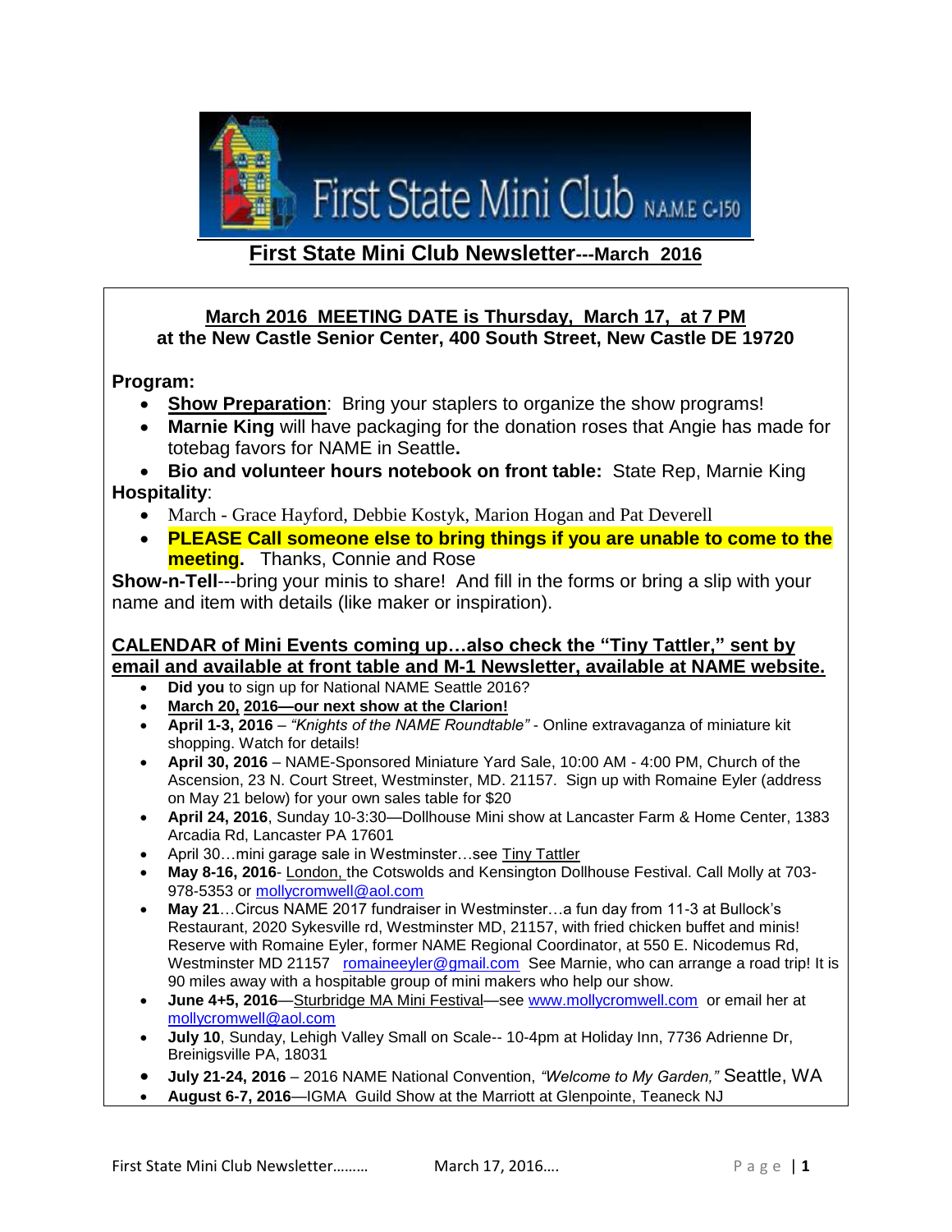# First State Mini Club Newsletter---March 2016

**March 2016 MEETING DATE is Thursday, March 17, at 7 PM**
**at the New Castle Senior Center, 400 South Street, New Castle DE 19720**

**Program:**

- **Show Preparation**: Bring your staplers to organize the show programs!
- **Marnie King** will have packaging for the donation roses that Angie has made for totebag favors for NAME in Seattle**.**
- **Bio and volunteer hours notebook on front table:** State Rep, Marnie King

**Hospitality**:

- March - Grace Hayford, Debbie Kostyk, Marion Hogan and Pat Deverell
- **PLEASE Call someone else to bring things if you are unable to come to the meeting.** Thanks, Connie and Rose

**Show-n-Tell**---bring your minis to share! And fill in the forms or bring a slip with your name and item with details (like maker or inspiration).

**CALENDAR of Mini Events coming up…also check the "Tiny Tattler," sent by email and available at front table and M-1 Newsletter, available at NAME website.**

- **Did you** to sign up for National NAME Seattle 2016?
- **March 20, 2016—our next show at the Clarion!**
- **April 1-3, 2016** – *"Knights of the NAME Roundtable"* - Online extravaganza of miniature kit shopping. Watch for details!
- **April 30, 2016** – NAME-Sponsored Miniature Yard Sale, 10:00 AM - 4:00 PM, Church of the Ascension, 23 N. Court Street, Westminster, MD. 21157. Sign up with Romaine Eyler (address on May 21 below) for your own sales table for $20
- **April 24, 2016**, Sunday 10-3:30—Dollhouse Mini show at Lancaster Farm & Home Center, 1383 Arcadia Rd, Lancaster PA 17601
- April 30…mini garage sale in Westminster…see Tiny Tattler
- **May 8-16, 2016**- London, the Cotswolds and Kensington Dollhouse Festival. Call Molly at 703-978-5353 or mollycromwell@aol.com
- **May 21**…Circus NAME 2017 fundraiser in Westminster…a fun day from 11-3 at Bullock's Restaurant, 2020 Sykesville rd, Westminster MD, 21157, with fried chicken buffet and minis! Reserve with Romaine Eyler, former NAME Regional Coordinator, at 550 E. Nicodemus Rd, Westminster MD 21157 romaineeyler@gmail.com See Marnie, who can arrange a road trip! It is 90 miles away with a hospitable group of mini makers who help our show.
- **June 4+5, 2016**—Sturbridge MA Mini Festival—see www.mollycromwell.com or email her at mollycromwell@aol.com
- **July 10**, Sunday, Lehigh Valley Small on Scale-- 10-4pm at Holiday Inn, 7736 Adrienne Dr, Breinigsville PA, 18031
- **July 21-24, 2016** – 2016 NAME National Convention, *"Welcome to My Garden,"* Seattle, WA
- **August 6-7, 2016**—IGMA Guild Show at the Marriott at Glenpointe, Teaneck NJ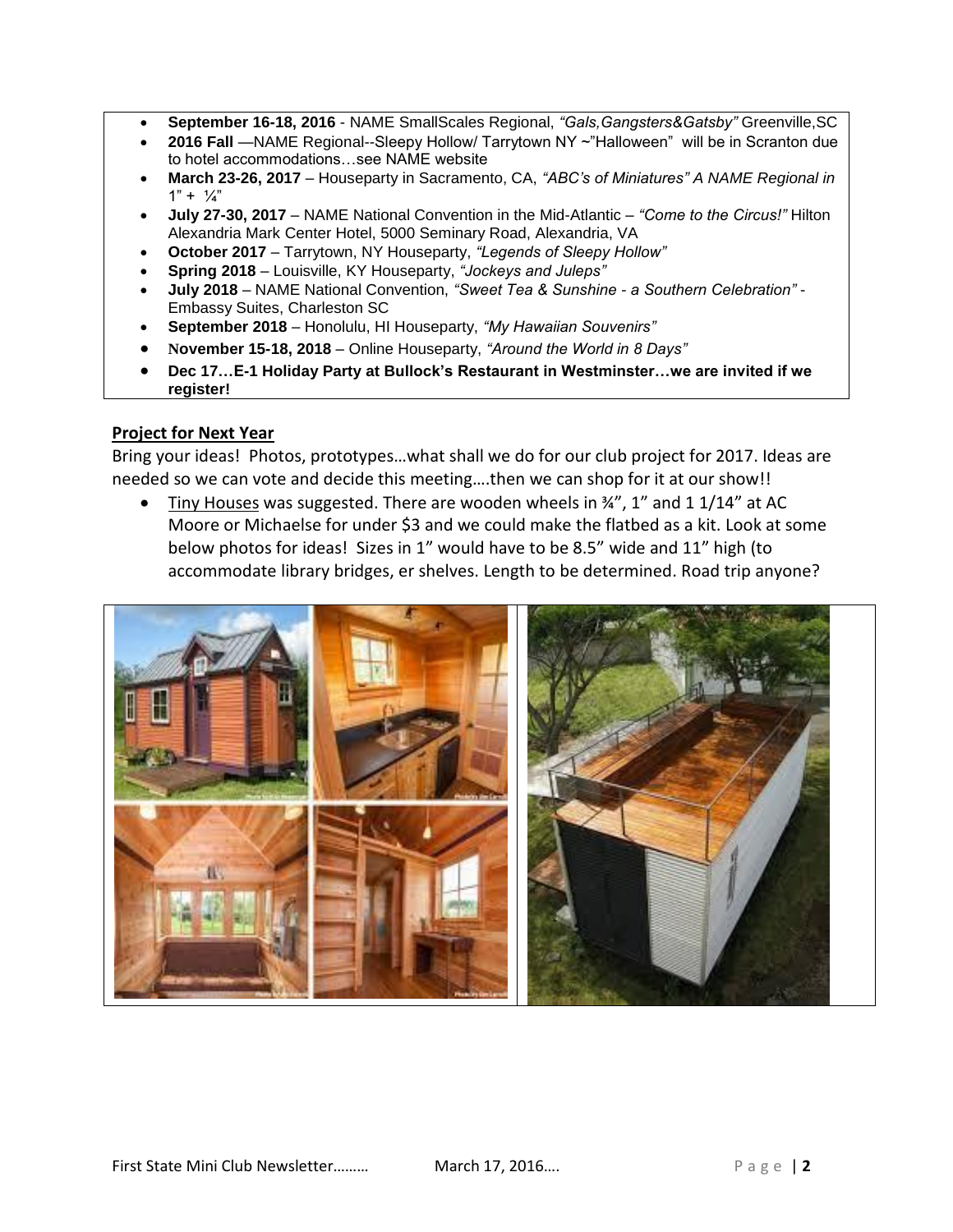- **September 16-18, 2016** - NAME SmallScales Regional, *"Gals,Gangsters&Gatsby"* Greenville,SC
- **2016 Fall** —NAME Regional--Sleepy Hollow/ Tarrytown NY ~"Halloween" will be in Scranton due to hotel accommodations…see NAME website
- **March 23-26, 2017** – Houseparty in Sacramento, CA, *"ABC's of Miniatures" A NAME Regional in 1" + ¼"*
- **July 27-30, 2017** – NAME National Convention in the Mid-Atlantic – *"Come to the Circus!"* Hilton Alexandria Mark Center Hotel, 5000 Seminary Road, Alexandria, VA
- **October 2017** – Tarrytown, NY Houseparty, *"Legends of Sleepy Hollow"*
- **Spring 2018** – Louisville, KY Houseparty, *"Jockeys and Juleps"*
- **July 2018** – NAME National Convention, *"Sweet Tea & Sunshine - a Southern Celebration"* - Embassy Suites, Charleston SC
- **September 2018** – Honolulu, HI Houseparty, *"My Hawaiian Souvenirs"*
- **November 15-18, 2018** – Online Houseparty, *"Around the World in 8 Days"*
- **Dec 17…E-1 Holiday Party at Bullock's Restaurant in Westminster…we are invited if we register!**

## Project for Next Year

Bring your ideas! Photos, prototypes…what shall we do for our club project for 2017. Ideas are needed so we can vote and decide this meeting….then we can shop for it at our show!!

- Tiny Houses was suggested. There are wooden wheels in ¾", 1" and 1 1/14" at AC Moore or Michaelse for under $3 and we could make the flatbed as a kit. Look at some below photos for ideas! Sizes in 1" would have to be 8.5" wide and 11" high (to accommodate library bridges, er shelves. Length to be determined. Road trip anyone?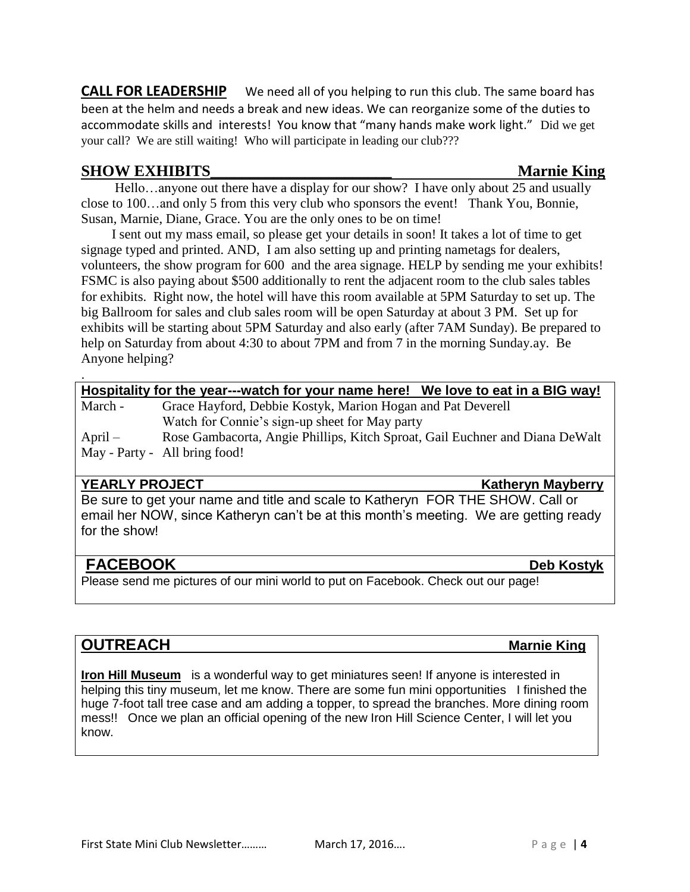**CALL FOR LEADERSHIP** We need all of you helping to run this club. The same board has been at the helm and needs a break and new ideas. We can reorganize some of the duties to accommodate skills and interests! You know that "many hands make work light." Did we get your call? We are still waiting! Who will participate in leading our club???

## SHOW EXHIBITS — Marnie King

Hello…anyone out there have a display for our show? I have only about 25 and usually close to 100…and only 5 from this very club who sponsors the event! Thank You, Bonnie, Susan, Marnie, Diane, Grace. You are the only ones to be on time!

I sent out my mass email, so please get your details in soon! It takes a lot of time to get signage typed and printed. AND, I am also setting up and printing nametags for dealers, volunteers, the show program for 600 and the area signage. HELP by sending me your exhibits! FSMC is also paying about $500 additionally to rent the adjacent room to the club sales tables for exhibits. Right now, the hotel will have this room available at 5PM Saturday to set up. The big Ballroom for sales and club sales room will be open Saturday at about 3 PM. Set up for exhibits will be starting about 5PM Saturday and also early (after 7AM Sunday). Be prepared to help on Saturday from about 4:30 to about 7PM and from 7 in the morning Sunday.ay. Be Anyone helping?

.

**Hospitality for the year---watch for your name here! We love to eat in a BIG way!**

March - Grace Hayford, Debbie Kostyk, Marion Hogan and Pat Deverell
Watch for Connie's sign-up sheet for May party

April – Rose Gambacorta, Angie Phillips, Kitch Sproat, Gail Euchner and Diana DeWalt

May - Party - All bring food!

## YEARLY PROJECT — Katheryn Mayberry

Be sure to get your name and title and scale to Katheryn FOR THE SHOW. Call or email her NOW, since Katheryn can't be at this month's meeting. We are getting ready for the show!

## FACEBOOK — Deb Kostyk

Please send me pictures of our mini world to put on Facebook. Check out our page!

## OUTREACH — Marnie King

**Iron Hill Museum** is a wonderful way to get miniatures seen! If anyone is interested in helping this tiny museum, let me know. There are some fun mini opportunities I finished the huge 7-foot tall tree case and am adding a topper, to spread the branches. More dining room mess!! Once we plan an official opening of the new Iron Hill Science Center, I will let you know.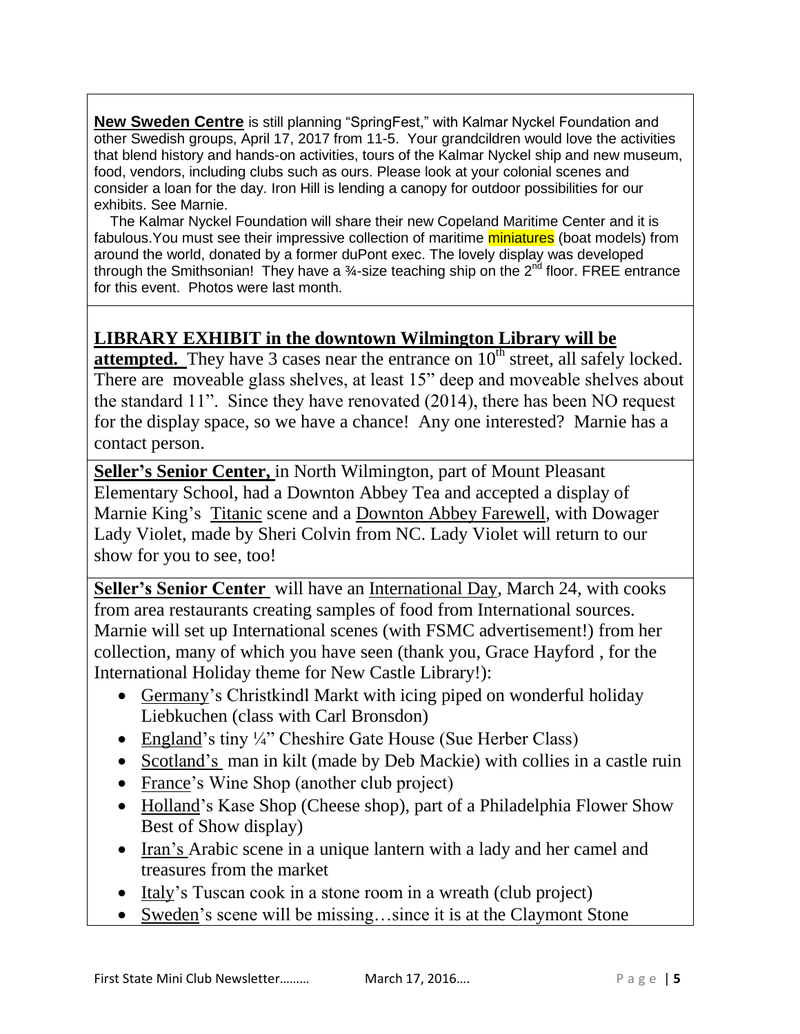**New Sweden Centre** is still planning "SpringFest," with Kalmar Nyckel Foundation and other Swedish groups, April 17, 2017 from 11-5. Your grandcildren would love the activities that blend history and hands-on activities, tours of the Kalmar Nyckel ship and new museum, food, vendors, including clubs such as ours. Please look at your colonial scenes and consider a loan for the day. Iron Hill is lending a canopy for outdoor possibilities for our exhibits. See Marnie.

The Kalmar Nyckel Foundation will share their new Copeland Maritime Center and it is fabulous.You must see their impressive collection of maritime miniatures (boat models) from around the world, donated by a former duPont exec. The lovely display was developed through the Smithsonian! They have a ¾-size teaching ship on the 2nd floor. FREE entrance for this event. Photos were last month.

**LIBRARY EXHIBIT in the downtown Wilmington Library will be attempted.** They have 3 cases near the entrance on 10th street, all safely locked. There are moveable glass shelves, at least 15" deep and moveable shelves about the standard 11". Since they have renovated (2014), there has been NO request for the display space, so we have a chance! Any one interested? Marnie has a contact person.

**Seller's Senior Center,** in North Wilmington, part of Mount Pleasant Elementary School, had a Downton Abbey Tea and accepted a display of Marnie King's Titanic scene and a Downton Abbey Farewell, with Dowager Lady Violet, made by Sheri Colvin from NC. Lady Violet will return to our show for you to see, too!

**Seller's Senior Center** will have an International Day, March 24, with cooks from area restaurants creating samples of food from International sources. Marnie will set up International scenes (with FSMC advertisement!) from her collection, many of which you have seen (thank you, Grace Hayford , for the International Holiday theme for New Castle Library!):

- Germany's Christkindl Markt with icing piped on wonderful holiday Liebkuchen (class with Carl Bronsdon)
- England's tiny ¼" Cheshire Gate House (Sue Herber Class)
- Scotland's man in kilt (made by Deb Mackie) with collies in a castle ruin
- France's Wine Shop (another club project)
- Holland's Kase Shop (Cheese shop), part of a Philadelphia Flower Show Best of Show display)
- Iran's Arabic scene in a unique lantern with a lady and her camel and treasures from the market
- Italy's Tuscan cook in a stone room in a wreath (club project)
- Sweden's scene will be missing…since it is at the Claymont Stone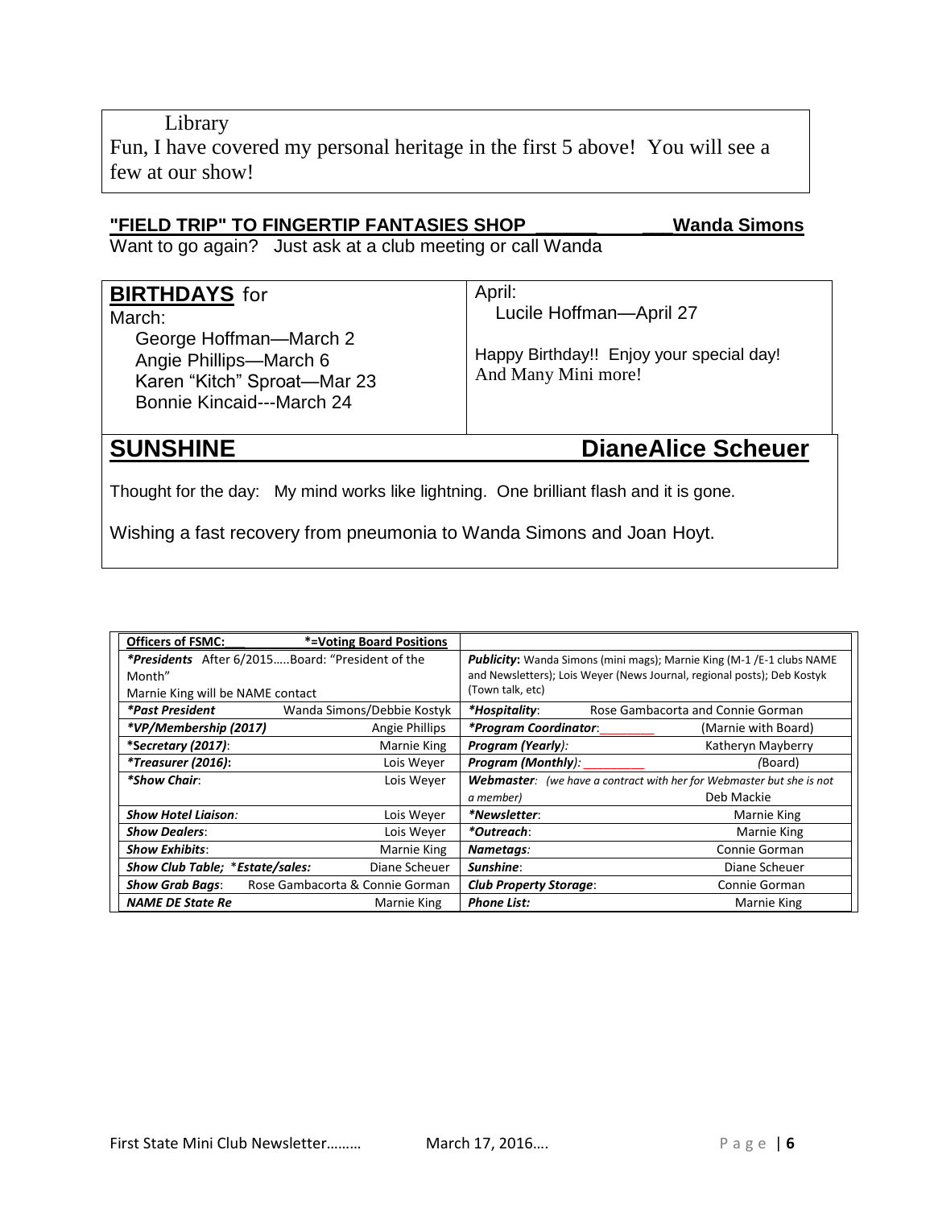Library

Fun, I have covered my personal heritage in the first 5 above! You will see a few at our show!

## "FIELD TRIP" TO FINGERTIP FANTASIES SHOP ______ ___Wanda Simons

Want to go again? Just ask at a club meeting or call Wanda

## BIRTHDAYS for

March:

- George Hoffman—March 2
- Angie Phillips—March 6
- Karen "Kitch" Sproat—Mar 23
- Bonnie Kincaid---March 24

April:

- Lucile Hoffman—April 27

Happy Birthday!! Enjoy your special day! And Many Mini more!

## SUNSHINE DianeAlice Scheuer

Thought for the day: My mind works like lightning. One brilliant flash and it is gone.

Wishing a fast recovery from pneumonia to Wanda Simons and Joan Hoyt.

| **Officers of FSMC:** | ***=Voting Board Positions** | | |
|---|---|---|---|
| ***Presidents** After 6/2015…..Board: "President of the Month" Marnie King will be NAME contact | | **Publicity:** Wanda Simons (mini mags); Marnie King (M-1 /E-1 clubs NAME and Newsletters); Lois Weyer (News Journal, regional posts); Deb Kostyk (Town talk, etc) | |
| ***Past President** | Wanda Simons/Debbie Kostyk | ***Hospitality**: | Rose Gambacorta and Connie Gorman |
| ***VP/Membership (2017)** | Angie Phillips | ***Program Coordinator**:________ | (Marnie with Board) |
| ***Secretary (2017)**: | Marnie King | **Program (Yearly)**: | Katheryn Mayberry |
| ***Treasurer (2016)**: | Lois Weyer | **Program (Monthly)**: _________ | (Board) |
| ***Show Chair**: | Lois Weyer | **Webmaster**: *(we have a contract with her for Webmaster but she is not a member)* | Deb Mackie |
| **Show Hotel Liaison**: | Lois Weyer | ***Newsletter**: | Marnie King |
| **Show Dealers**: | Lois Weyer | ***Outreach**: | Marnie King |
| **Show Exhibits**: | Marnie King | **Nametags**: | Connie Gorman |
| **Show Club Table; *Estate/sales**: | Diane Scheuer | **Sunshine**: | Diane Scheuer |
| **Show Grab Bags**: | Rose Gambacorta & Connie Gorman | **Club Property Storage**: | Connie Gorman |
| **NAME DE State Re** | Marnie King | **Phone List**: | Marnie King |